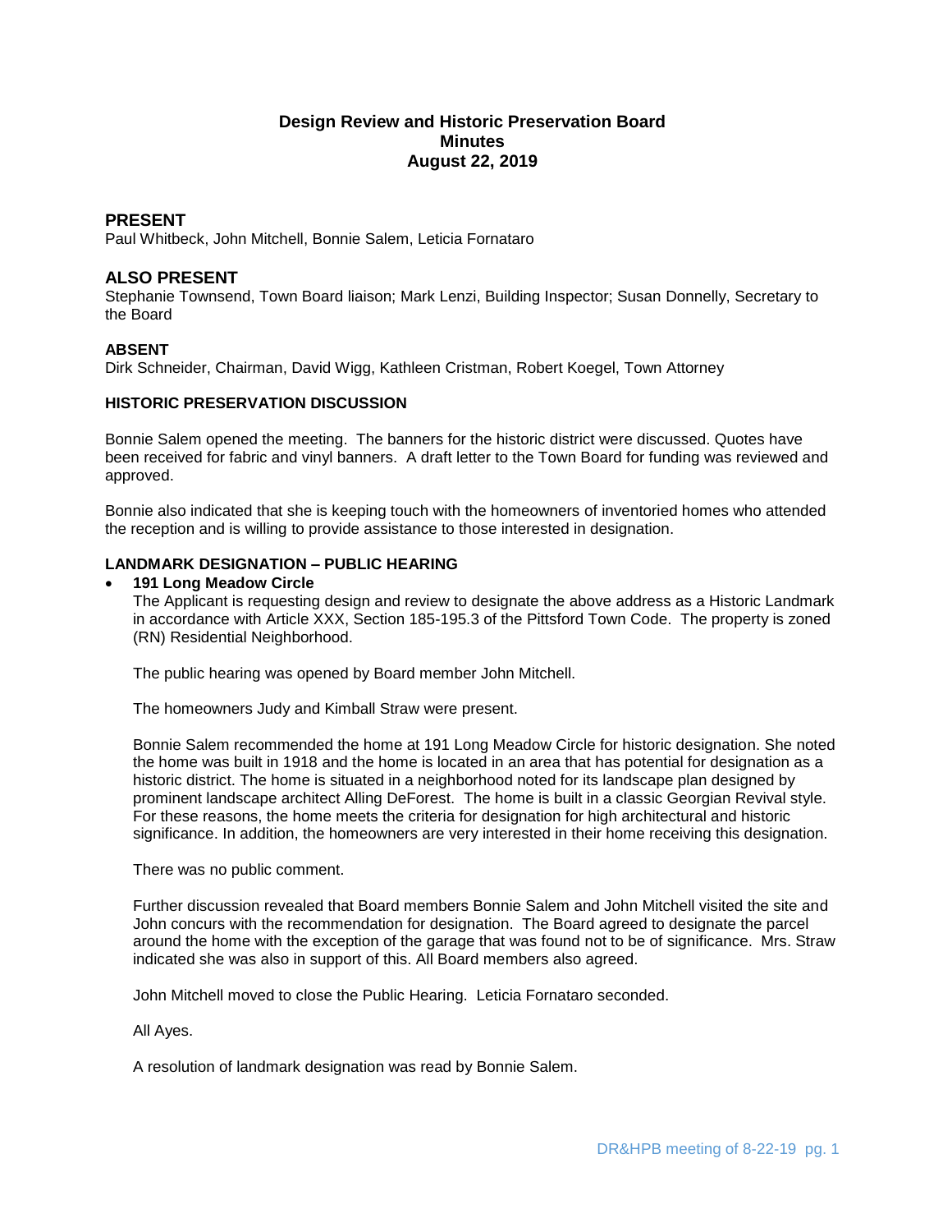# Design Review and Historic Preservation Board
## Minutes
## August 22, 2019

## PRESENT

Paul Whitbeck, John Mitchell, Bonnie Salem, Leticia Fornataro

## ALSO PRESENT

Stephanie Townsend, Town Board liaison; Mark Lenzi, Building Inspector; Susan Donnelly, Secretary to the Board

### ABSENT

Dirk Schneider, Chairman, David Wigg, Kathleen Cristman, Robert Koegel, Town Attorney

### HISTORIC PRESERVATION DISCUSSION

Bonnie Salem opened the meeting. The banners for the historic district were discussed. Quotes have been received for fabric and vinyl banners. A draft letter to the Town Board for funding was reviewed and approved.

Bonnie also indicated that she is keeping touch with the homeowners of inventoried homes who attended the reception and is willing to provide assistance to those interested in designation.

### LANDMARK DESIGNATION – PUBLIC HEARING

- **191 Long Meadow Circle**

  The Applicant is requesting design and review to designate the above address as a Historic Landmark in accordance with Article XXX, Section 185-195.3 of the Pittsford Town Code. The property is zoned (RN) Residential Neighborhood.

  The public hearing was opened by Board member John Mitchell.

  The homeowners Judy and Kimball Straw were present.

  Bonnie Salem recommended the home at 191 Long Meadow Circle for historic designation. She noted the home was built in 1918 and the home is located in an area that has potential for designation as a historic district. The home is situated in a neighborhood noted for its landscape plan designed by prominent landscape architect Alling DeForest. The home is built in a classic Georgian Revival style. For these reasons, the home meets the criteria for designation for high architectural and historic significance. In addition, the homeowners are very interested in their home receiving this designation.

  There was no public comment.

  Further discussion revealed that Board members Bonnie Salem and John Mitchell visited the site and John concurs with the recommendation for designation. The Board agreed to designate the parcel around the home with the exception of the garage that was found not to be of significance. Mrs. Straw indicated she was also in support of this. All Board members also agreed.

  John Mitchell moved to close the Public Hearing. Leticia Fornataro seconded.

  All Ayes.

  A resolution of landmark designation was read by Bonnie Salem.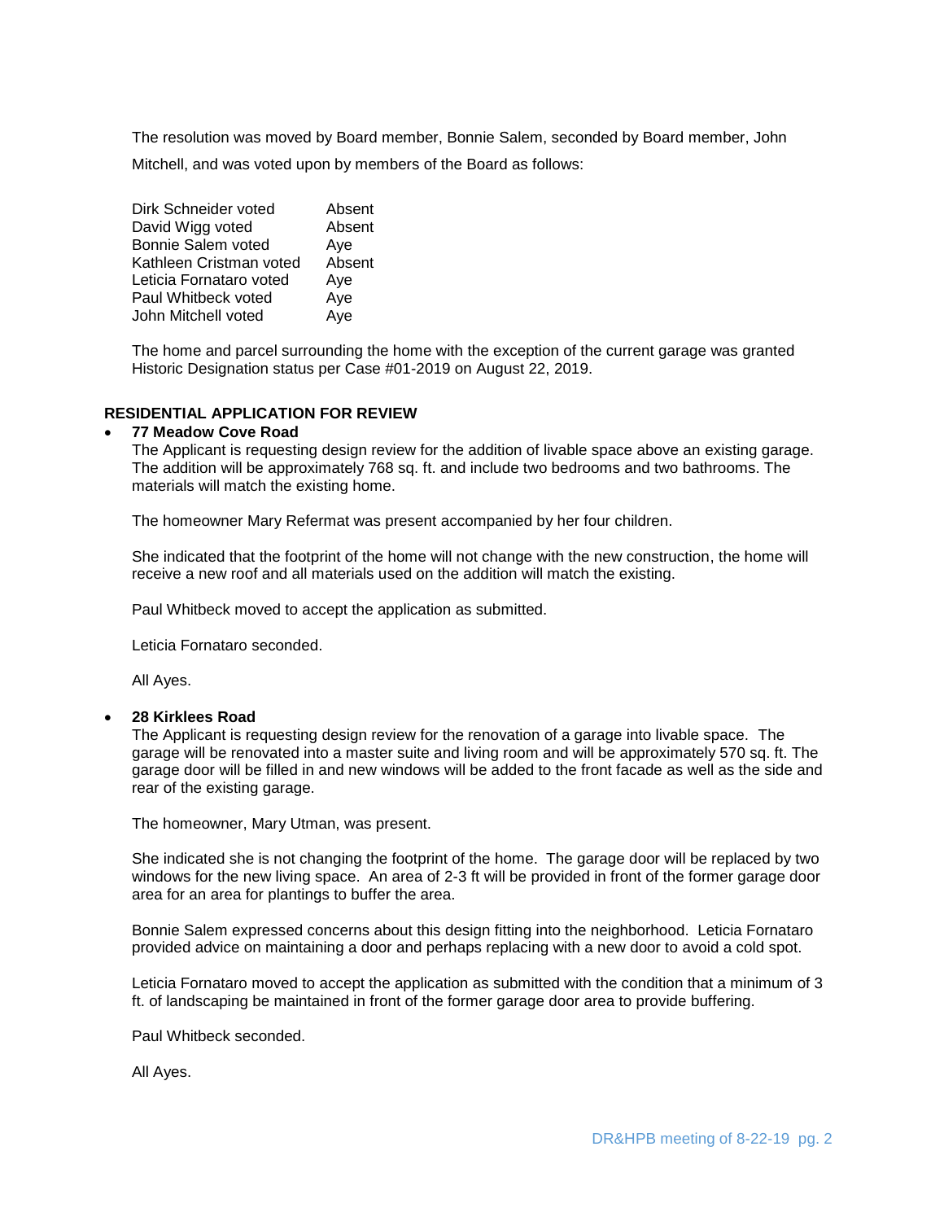The resolution was moved by Board member, Bonnie Salem, seconded by Board member, John Mitchell, and was voted upon by members of the Board as follows:

| | |
|---|---|
| Dirk Schneider voted | Absent |
| David Wigg voted | Absent |
| Bonnie Salem voted | Aye |
| Kathleen Cristman voted | Absent |
| Leticia Fornataro voted | Aye |
| Paul Whitbeck voted | Aye |
| John Mitchell voted | Aye |

The home and parcel surrounding the home with the exception of the current garage was granted Historic Designation status per Case #01-2019 on August 22, 2019.

**RESIDENTIAL APPLICATION FOR REVIEW**

- **77 Meadow Cove Road**
  The Applicant is requesting design review for the addition of livable space above an existing garage. The addition will be approximately 768 sq. ft. and include two bedrooms and two bathrooms. The materials will match the existing home.

  The homeowner Mary Refermat was present accompanied by her four children.

  She indicated that the footprint of the home will not change with the new construction, the home will receive a new roof and all materials used on the addition will match the existing.

  Paul Whitbeck moved to accept the application as submitted.

  Leticia Fornataro seconded.

  All Ayes.

- **28 Kirklees Road**
  The Applicant is requesting design review for the renovation of a garage into livable space. The garage will be renovated into a master suite and living room and will be approximately 570 sq. ft. The garage door will be filled in and new windows will be added to the front facade as well as the side and rear of the existing garage.

  The homeowner, Mary Utman, was present.

  She indicated she is not changing the footprint of the home. The garage door will be replaced by two windows for the new living space. An area of 2-3 ft will be provided in front of the former garage door area for an area for plantings to buffer the area.

  Bonnie Salem expressed concerns about this design fitting into the neighborhood. Leticia Fornataro provided advice on maintaining a door and perhaps replacing with a new door to avoid a cold spot.

  Leticia Fornataro moved to accept the application as submitted with the condition that a minimum of 3 ft. of landscaping be maintained in front of the former garage door area to provide buffering.

  Paul Whitbeck seconded.

  All Ayes.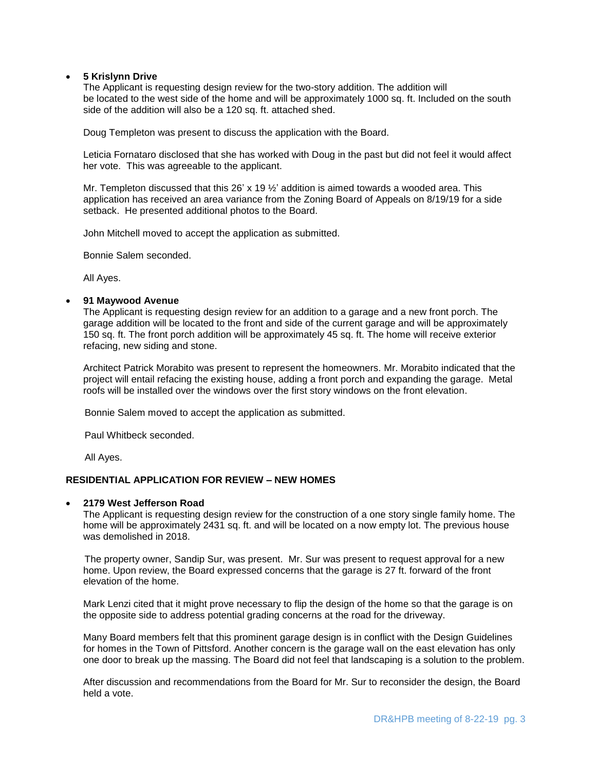- **5 Krislynn Drive**
  The Applicant is requesting design review for the two-story addition. The addition will be located to the west side of the home and will be approximately 1000 sq. ft. Included on the south side of the addition will also be a 120 sq. ft. attached shed.

  Doug Templeton was present to discuss the application with the Board.

  Leticia Fornataro disclosed that she has worked with Doug in the past but did not feel it would affect her vote. This was agreeable to the applicant.

  Mr. Templeton discussed that this 26' x 19 ½' addition is aimed towards a wooded area. This application has received an area variance from the Zoning Board of Appeals on 8/19/19 for a side setback. He presented additional photos to the Board.

  John Mitchell moved to accept the application as submitted.

  Bonnie Salem seconded.

  All Ayes.

- **91 Maywood Avenue**
  The Applicant is requesting design review for an addition to a garage and a new front porch. The garage addition will be located to the front and side of the current garage and will be approximately 150 sq. ft. The front porch addition will be approximately 45 sq. ft. The home will receive exterior refacing, new siding and stone.

  Architect Patrick Morabito was present to represent the homeowners. Mr. Morabito indicated that the project will entail refacing the existing house, adding a front porch and expanding the garage. Metal roofs will be installed over the windows over the first story windows on the front elevation.

  Bonnie Salem moved to accept the application as submitted.

  Paul Whitbeck seconded.

  All Ayes.

**RESIDENTIAL APPLICATION FOR REVIEW – NEW HOMES**

- **2179 West Jefferson Road**
  The Applicant is requesting design review for the construction of a one story single family home. The home will be approximately 2431 sq. ft. and will be located on a now empty lot. The previous house was demolished in 2018.

  The property owner, Sandip Sur, was present. Mr. Sur was present to request approval for a new home. Upon review, the Board expressed concerns that the garage is 27 ft. forward of the front elevation of the home.

  Mark Lenzi cited that it might prove necessary to flip the design of the home so that the garage is on the opposite side to address potential grading concerns at the road for the driveway.

  Many Board members felt that this prominent garage design is in conflict with the Design Guidelines for homes in the Town of Pittsford. Another concern is the garage wall on the east elevation has only one door to break up the massing. The Board did not feel that landscaping is a solution to the problem.

  After discussion and recommendations from the Board for Mr. Sur to reconsider the design, the Board held a vote.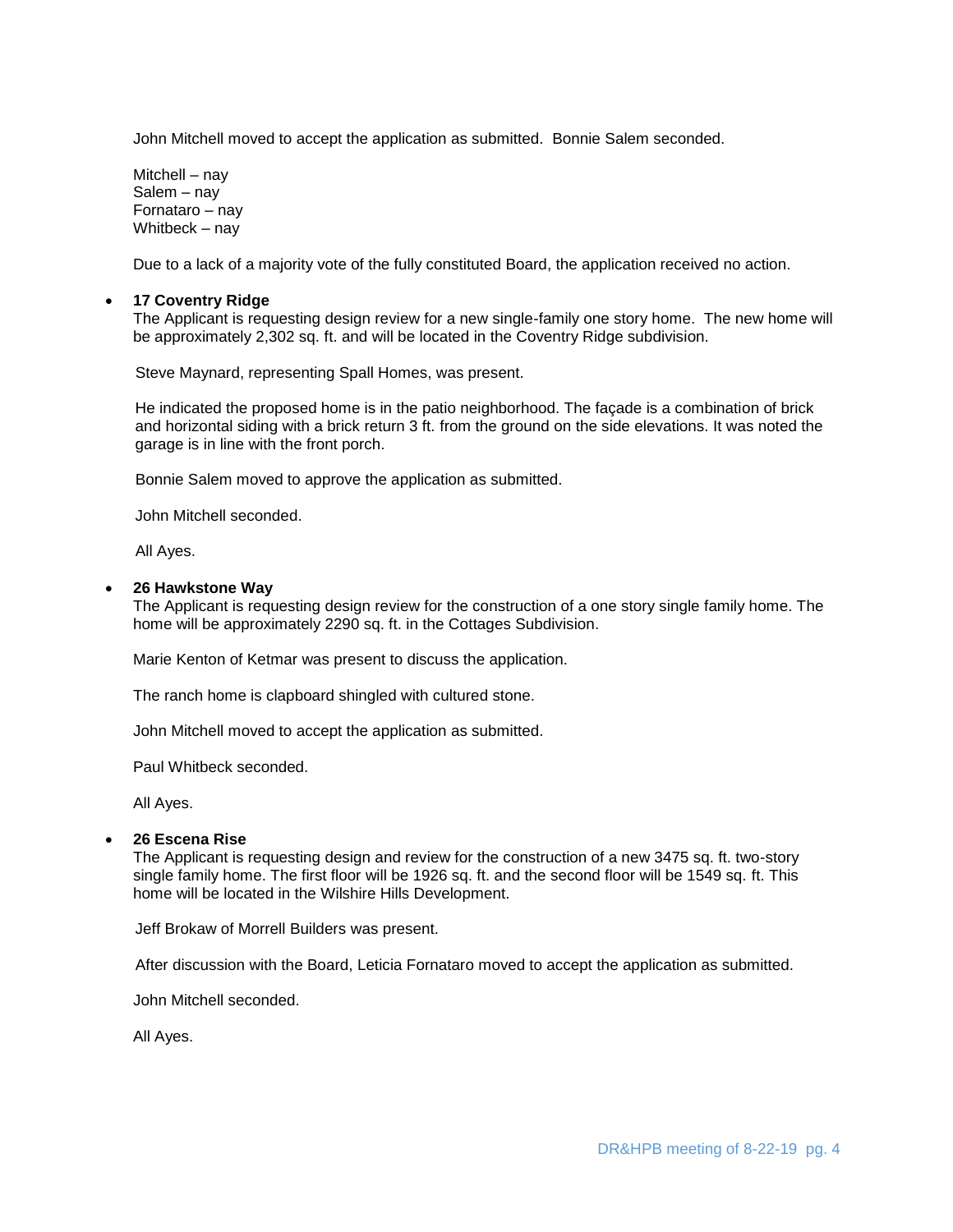John Mitchell moved to accept the application as submitted.  Bonnie Salem seconded.

Mitchell – nay
Salem – nay
Fornataro – nay
Whitbeck – nay

Due to a lack of a majority vote of the fully constituted Board, the application received no action.

- **17 Coventry Ridge**
  The Applicant is requesting design review for a new single-family one story home.  The new home will be approximately 2,302 sq. ft. and will be located in the Coventry Ridge subdivision.

  Steve Maynard, representing Spall Homes, was present.

  He indicated the proposed home is in the patio neighborhood. The façade is a combination of brick and horizontal siding with a brick return 3 ft. from the ground on the side elevations. It was noted the garage is in line with the front porch.

  Bonnie Salem moved to approve the application as submitted.

  John Mitchell seconded.

  All Ayes.

- **26 Hawkstone Way**
  The Applicant is requesting design review for the construction of a one story single family home. The home will be approximately 2290 sq. ft. in the Cottages Subdivision.

  Marie Kenton of Ketmar was present to discuss the application.

  The ranch home is clapboard shingled with cultured stone.

  John Mitchell moved to accept the application as submitted.

  Paul Whitbeck seconded.

  All Ayes.

- **26 Escena Rise**
  The Applicant is requesting design and review for the construction of a new 3475 sq. ft. two-story single family home. The first floor will be 1926 sq. ft. and the second floor will be 1549 sq. ft. This home will be located in the Wilshire Hills Development.

  Jeff Brokaw of Morrell Builders was present.

  After discussion with the Board, Leticia Fornataro moved to accept the application as submitted.

  John Mitchell seconded.

  All Ayes.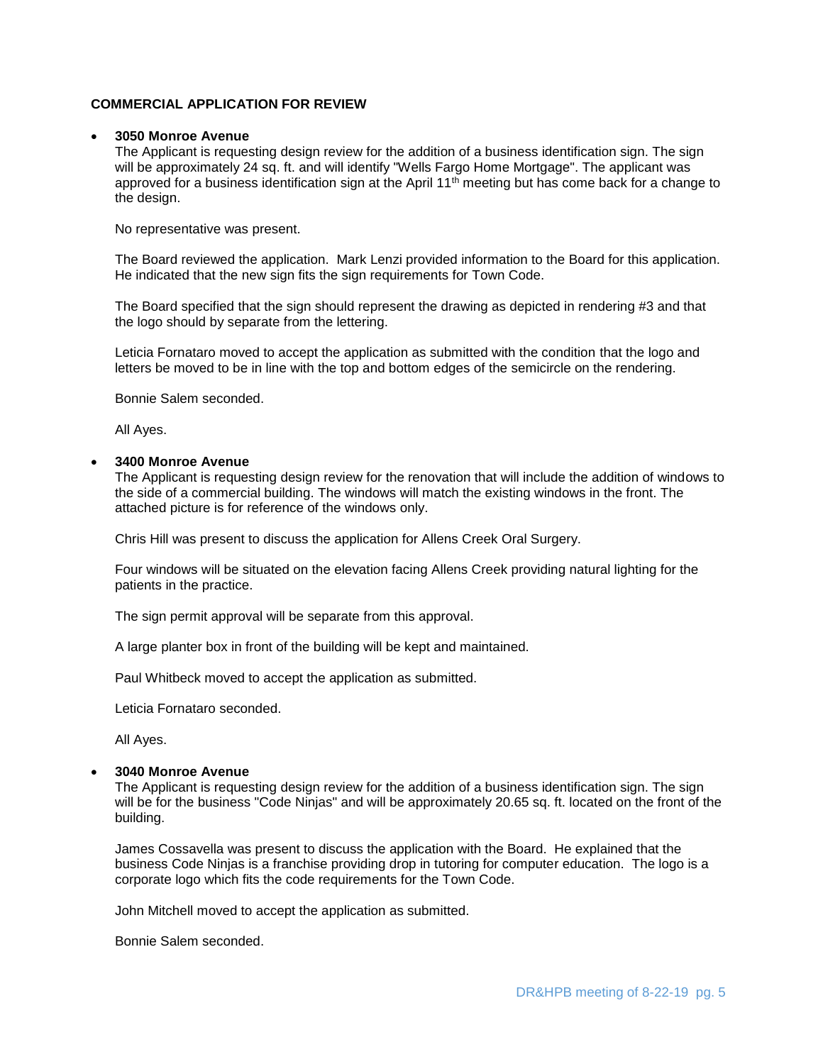**COMMERCIAL APPLICATION FOR REVIEW**

- **3050 Monroe Avenue**

  The Applicant is requesting design review for the addition of a business identification sign. The sign will be approximately 24 sq. ft. and will identify "Wells Fargo Home Mortgage". The applicant was approved for a business identification sign at the April 11th meeting but has come back for a change to the design.

  No representative was present.

  The Board reviewed the application. Mark Lenzi provided information to the Board for this application. He indicated that the new sign fits the sign requirements for Town Code.

  The Board specified that the sign should represent the drawing as depicted in rendering #3 and that the logo should by separate from the lettering.

  Leticia Fornataro moved to accept the application as submitted with the condition that the logo and letters be moved to be in line with the top and bottom edges of the semicircle on the rendering.

  Bonnie Salem seconded.

  All Ayes.

- **3400 Monroe Avenue**

  The Applicant is requesting design review for the renovation that will include the addition of windows to the side of a commercial building. The windows will match the existing windows in the front. The attached picture is for reference of the windows only.

  Chris Hill was present to discuss the application for Allens Creek Oral Surgery.

  Four windows will be situated on the elevation facing Allens Creek providing natural lighting for the patients in the practice.

  The sign permit approval will be separate from this approval.

  A large planter box in front of the building will be kept and maintained.

  Paul Whitbeck moved to accept the application as submitted.

  Leticia Fornataro seconded.

  All Ayes.

- **3040 Monroe Avenue**

  The Applicant is requesting design review for the addition of a business identification sign. The sign will be for the business "Code Ninjas" and will be approximately 20.65 sq. ft. located on the front of the building.

  James Cossavella was present to discuss the application with the Board. He explained that the business Code Ninjas is a franchise providing drop in tutoring for computer education. The logo is a corporate logo which fits the code requirements for the Town Code.

  John Mitchell moved to accept the application as submitted.

  Bonnie Salem seconded.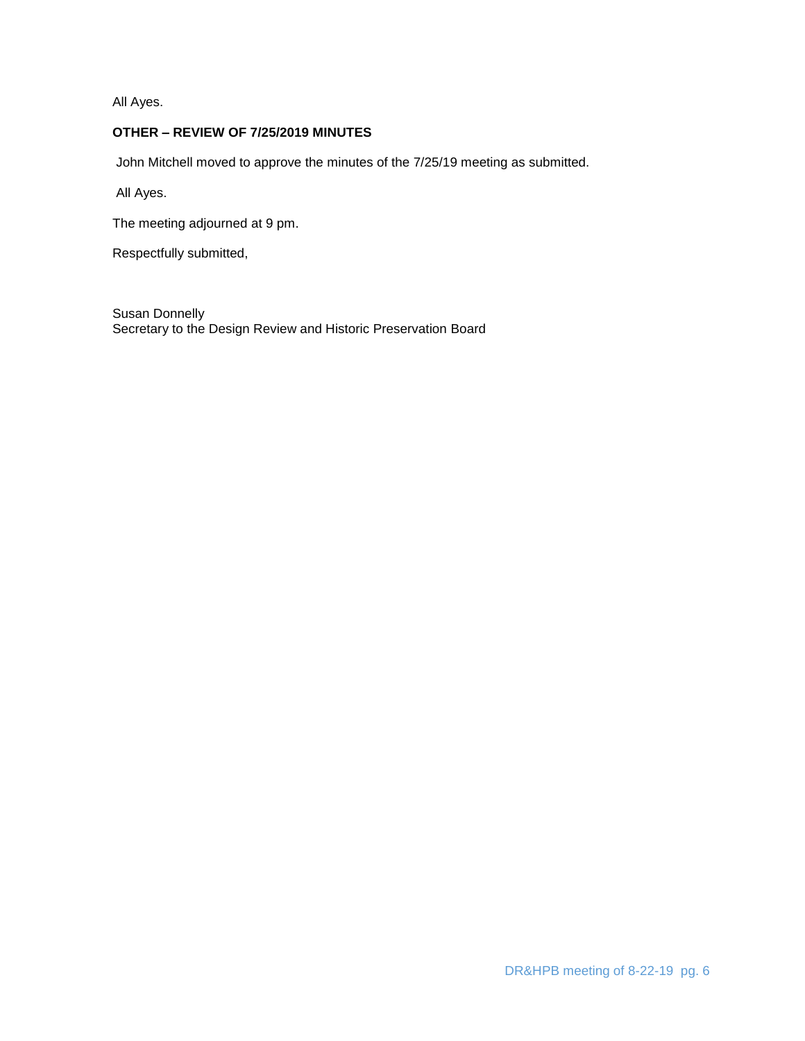All Ayes.

**OTHER – REVIEW OF 7/25/2019 MINUTES**

John Mitchell moved to approve the minutes of the 7/25/19 meeting as submitted.

All Ayes.

The meeting adjourned at 9 pm.

Respectfully submitted,

Susan Donnelly
Secretary to the Design Review and Historic Preservation Board